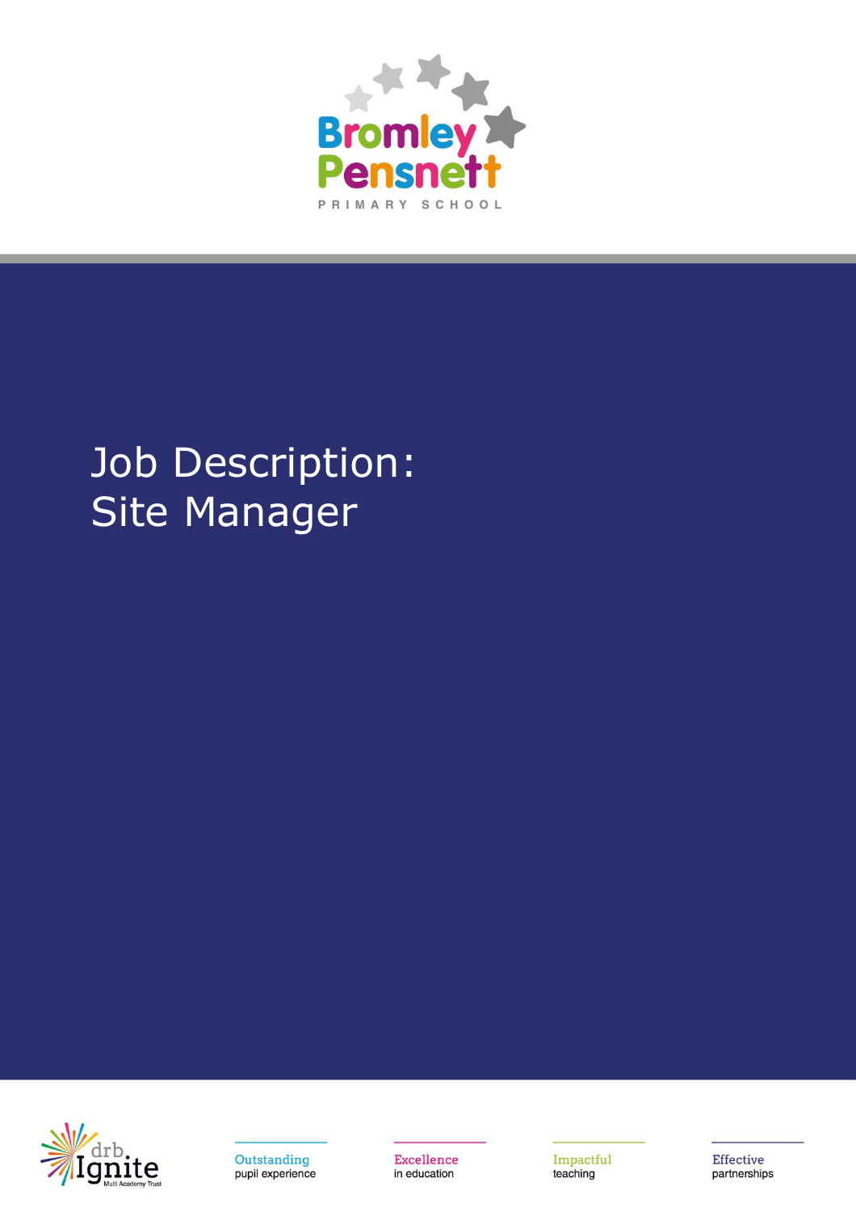Bromley Pensnett

PRIMARY SCHOOL

# Job Description: Site Manager

drb Ignite Multi Academy Trust

Outstanding pupil experience

Excellence in education

Impactful teaching

Effective partnerships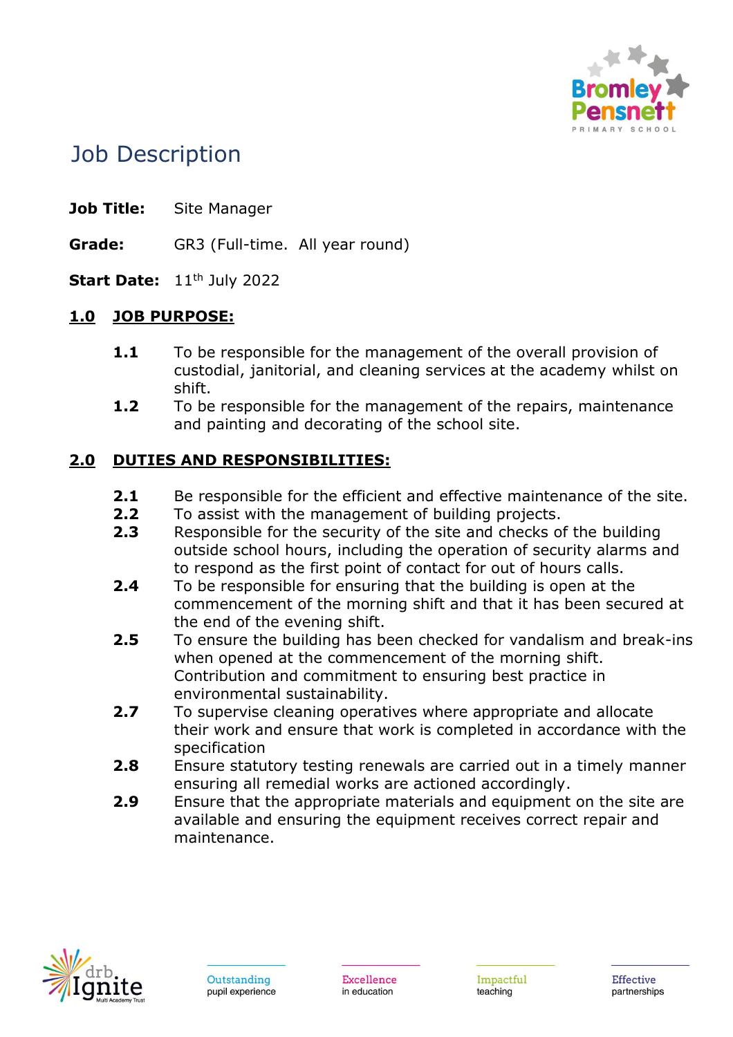# Job Description

**Job Title:** Site Manager

**Grade:** GR3 (Full-time. All year round)

**Start Date:** 11th July 2022

## 1.0 JOB PURPOSE:

**1.1** To be responsible for the management of the overall provision of custodial, janitorial, and cleaning services at the academy whilst on shift.

**1.2** To be responsible for the management of the repairs, maintenance and painting and decorating of the school site.

## 2.0 DUTIES AND RESPONSIBILITIES:

**2.1** Be responsible for the efficient and effective maintenance of the site.

**2.2** To assist with the management of building projects.

**2.3** Responsible for the security of the site and checks of the building outside school hours, including the operation of security alarms and to respond as the first point of contact for out of hours calls.

**2.4** To be responsible for ensuring that the building is open at the commencement of the morning shift and that it has been secured at the end of the evening shift.

**2.5** To ensure the building has been checked for vandalism and break-ins when opened at the commencement of the morning shift. Contribution and commitment to ensuring best practice in environmental sustainability.

**2.7** To supervise cleaning operatives where appropriate and allocate their work and ensure that work is completed in accordance with the specification

**2.8** Ensure statutory testing renewals are carried out in a timely manner ensuring all remedial works are actioned accordingly.

**2.9** Ensure that the appropriate materials and equipment on the site are available and ensuring the equipment receives correct repair and maintenance.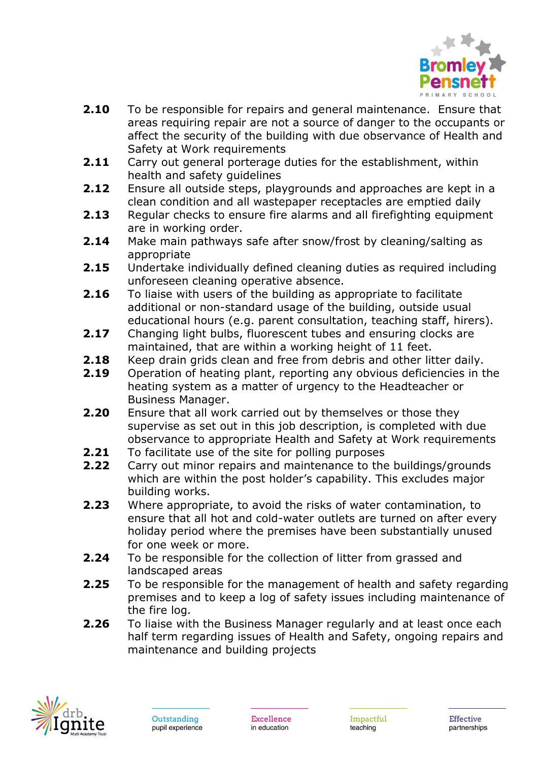**2.10** To be responsible for repairs and general maintenance. Ensure that areas requiring repair are not a source of danger to the occupants or affect the security of the building with due observance of Health and Safety at Work requirements

**2.11** Carry out general porterage duties for the establishment, within health and safety guidelines

**2.12** Ensure all outside steps, playgrounds and approaches are kept in a clean condition and all wastepaper receptacles are emptied daily

**2.13** Regular checks to ensure fire alarms and all firefighting equipment are in working order.

**2.14** Make main pathways safe after snow/frost by cleaning/salting as appropriate

**2.15** Undertake individually defined cleaning duties as required including unforeseen cleaning operative absence.

**2.16** To liaise with users of the building as appropriate to facilitate additional or non-standard usage of the building, outside usual educational hours (e.g. parent consultation, teaching staff, hirers).

**2.17** Changing light bulbs, fluorescent tubes and ensuring clocks are maintained, that are within a working height of 11 feet.

**2.18** Keep drain grids clean and free from debris and other litter daily.

**2.19** Operation of heating plant, reporting any obvious deficiencies in the heating system as a matter of urgency to the Headteacher or Business Manager.

**2.20** Ensure that all work carried out by themselves or those they supervise as set out in this job description, is completed with due observance to appropriate Health and Safety at Work requirements

**2.21** To facilitate use of the site for polling purposes

**2.22** Carry out minor repairs and maintenance to the buildings/grounds which are within the post holder's capability. This excludes major building works.

**2.23** Where appropriate, to avoid the risks of water contamination, to ensure that all hot and cold-water outlets are turned on after every holiday period where the premises have been substantially unused for one week or more.

**2.24** To be responsible for the collection of litter from grassed and landscaped areas

**2.25** To be responsible for the management of health and safety regarding premises and to keep a log of safety issues including maintenance of the fire log.

**2.26** To liaise with the Business Manager regularly and at least once each half term regarding issues of Health and Safety, ongoing repairs and maintenance and building projects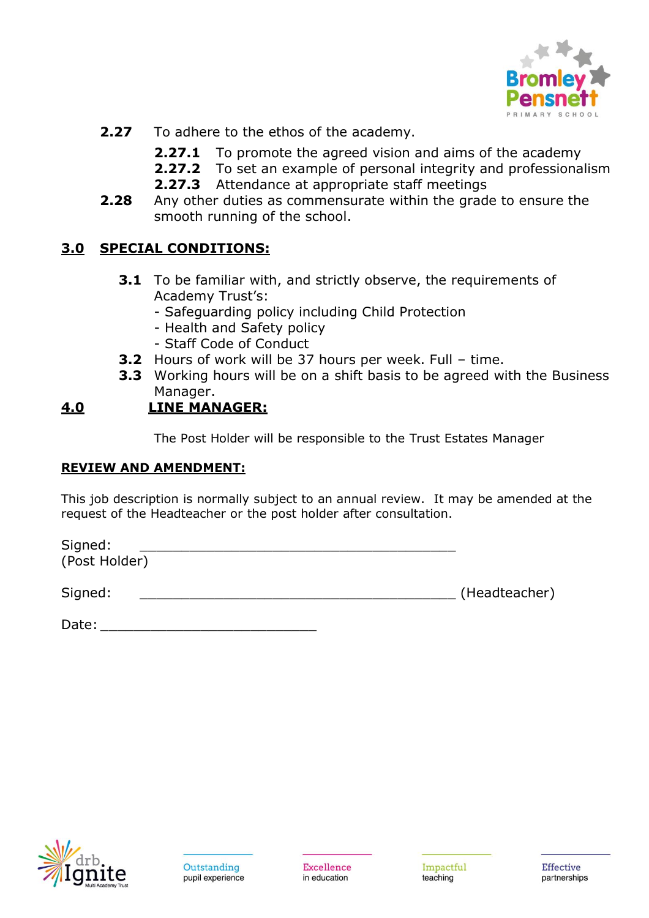**2.27** To adhere to the ethos of the academy.

- **2.27.1** To promote the agreed vision and aims of the academy
- **2.27.2** To set an example of personal integrity and professionalism
- **2.27.3** Attendance at appropriate staff meetings

**2.28** Any other duties as commensurate within the grade to ensure the smooth running of the school.

## 3.0 SPECIAL CONDITIONS:

**3.1** To be familiar with, and strictly observe, the requirements of Academy Trust's:
- Safeguarding policy including Child Protection
- Health and Safety policy
- Staff Code of Conduct

**3.2** Hours of work will be 37 hours per week. Full – time.

**3.3** Working hours will be on a shift basis to be agreed with the Business Manager.

## 4.0 LINE MANAGER:

The Post Holder will be responsible to the Trust Estates Manager

## REVIEW AND AMENDMENT:

This job description is normally subject to an annual review. It may be amended at the request of the Headteacher or the post holder after consultation.

Signed: ________________________________________
(Post Holder)

Signed: ________________________________________ (Headteacher)

Date: ___________________________